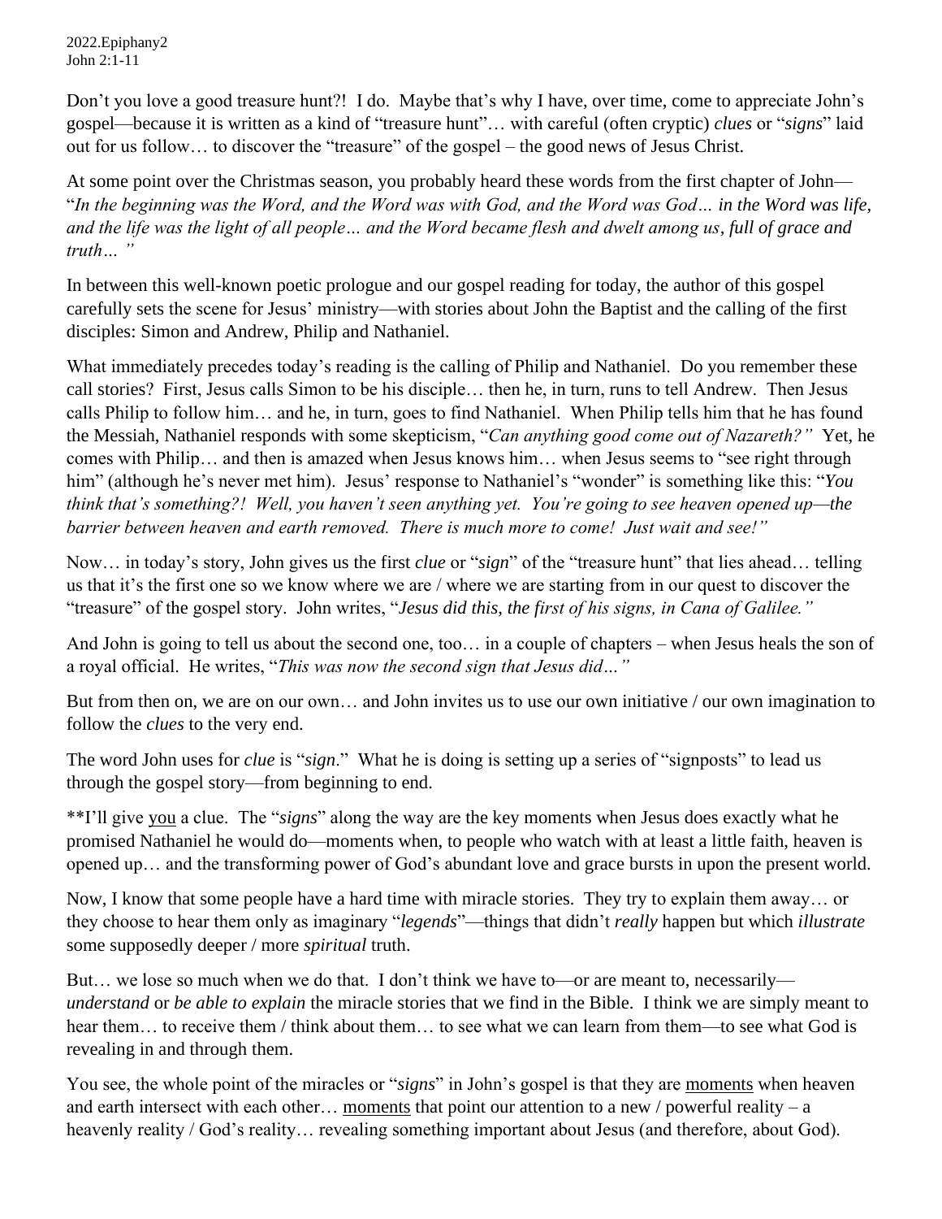2022.Epiphany2
John 2:1-11

Don't you love a good treasure hunt?! I do. Maybe that's why I have, over time, come to appreciate John's gospel—because it is written as a kind of "treasure hunt"… with careful (often cryptic) *clues* or "*signs*" laid out for us follow… to discover the "treasure" of the gospel – the good news of Jesus Christ.

At some point over the Christmas season, you probably heard these words from the first chapter of John— "*In the beginning was the Word, and the Word was with God, and the Word was God… in the Word was life, and the life was the light of all people… and the Word became flesh and dwelt among us, full of grace and truth… "*

In between this well-known poetic prologue and our gospel reading for today, the author of this gospel carefully sets the scene for Jesus' ministry—with stories about John the Baptist and the calling of the first disciples: Simon and Andrew, Philip and Nathaniel.

What immediately precedes today's reading is the calling of Philip and Nathaniel. Do you remember these call stories? First, Jesus calls Simon to be his disciple… then he, in turn, runs to tell Andrew. Then Jesus calls Philip to follow him… and he, in turn, goes to find Nathaniel. When Philip tells him that he has found the Messiah, Nathaniel responds with some skepticism, "*Can anything good come out of Nazareth?"* Yet, he comes with Philip… and then is amazed when Jesus knows him… when Jesus seems to "see right through him" (although he's never met him). Jesus' response to Nathaniel's "wonder" is something like this: "*You think that's something?! Well, you haven't seen anything yet. You're going to see heaven opened up—the barrier between heaven and earth removed. There is much more to come! Just wait and see!"*

Now… in today's story, John gives us the first *clue* or "*sign*" of the "treasure hunt" that lies ahead… telling us that it's the first one so we know where we are / where we are starting from in our quest to discover the "treasure" of the gospel story. John writes, "*Jesus did this, the first of his signs, in Cana of Galilee."*

And John is going to tell us about the second one, too… in a couple of chapters – when Jesus heals the son of a royal official. He writes, "*This was now the second sign that Jesus did…"*

But from then on, we are on our own… and John invites us to use our own initiative / our own imagination to follow the *clues* to the very end.

The word John uses for *clue* is "*sign*." What he is doing is setting up a series of "signposts" to lead us through the gospel story—from beginning to end.

**I'll give <u>you</u> a clue. The "*signs*" along the way are the key moments when Jesus does exactly what he promised Nathaniel he would do—moments when, to people who watch with at least a little faith, heaven is opened up… and the transforming power of God's abundant love and grace bursts in upon the present world.

Now, I know that some people have a hard time with miracle stories. They try to explain them away… or they choose to hear them only as imaginary "*legends*"—things that didn't *really* happen but which *illustrate* some supposedly deeper / more *spiritual* truth.

But… we lose so much when we do that. I don't think we have to—or are meant to, necessarily— *understand* or *be able to explain* the miracle stories that we find in the Bible. I think we are simply meant to hear them… to receive them / think about them… to see what we can learn from them—to see what God is revealing in and through them.

You see, the whole point of the miracles or "*signs*" in John's gospel is that they are <u>moments</u> when heaven and earth intersect with each other… <u>moments</u> that point our attention to a new / powerful reality – a heavenly reality / God's reality… revealing something important about Jesus (and therefore, about God).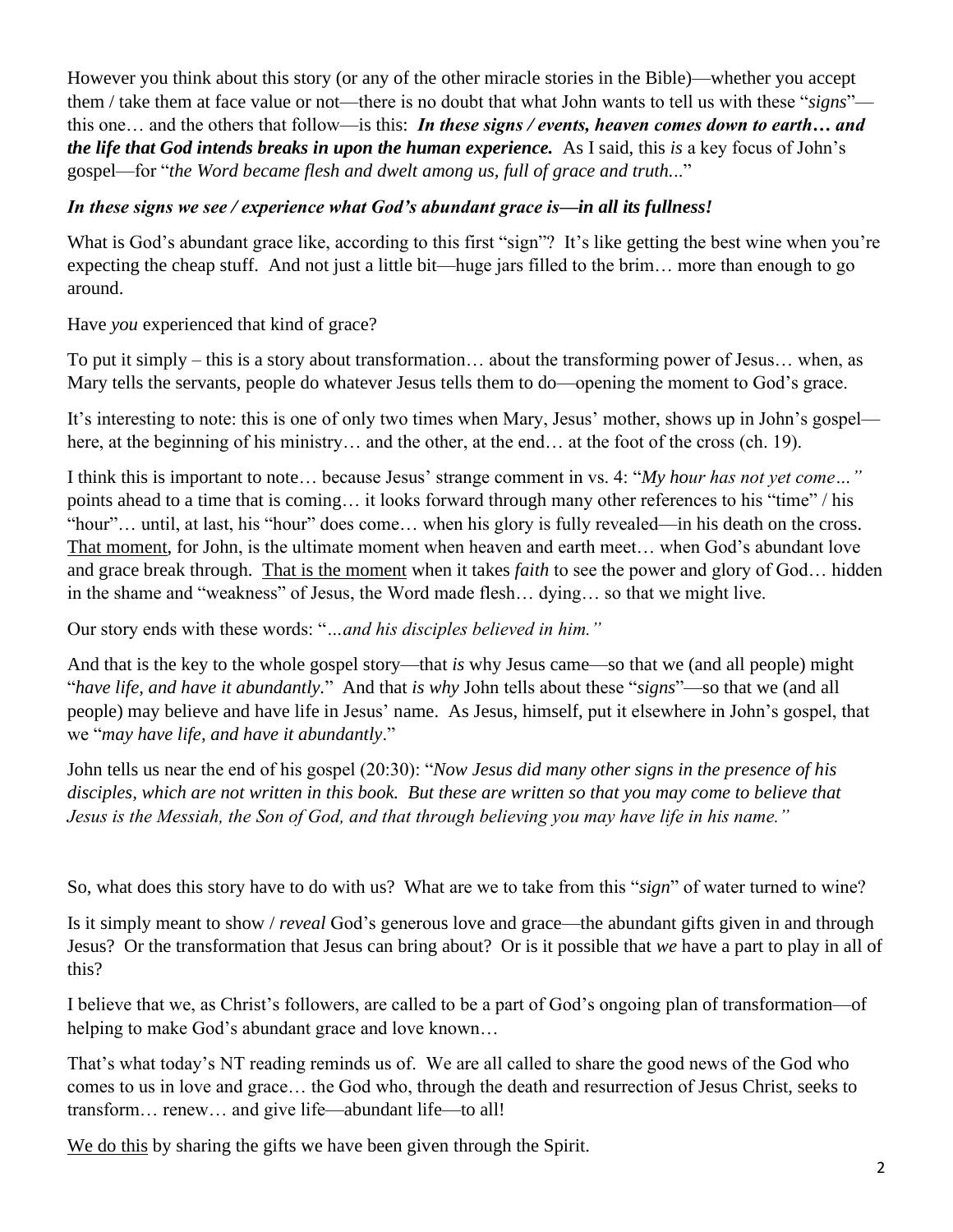However you think about this story (or any of the other miracle stories in the Bible)—whether you accept them / take them at face value or not—there is no doubt that what John wants to tell us with these "*signs*"—this one… and the others that follow—is this: ***In these signs / events, heaven comes down to earth… and the life that God intends breaks in upon the human experience.*** As I said, this *is* a key focus of John's gospel—for "*the Word became flesh and dwelt among us, full of grace and truth…*"

***In these signs we see / experience what God's abundant grace is—in all its fullness!***

What is God's abundant grace like, according to this first "sign"? It's like getting the best wine when you're expecting the cheap stuff. And not just a little bit—huge jars filled to the brim… more than enough to go around.

Have *you* experienced that kind of grace?

To put it simply – this is a story about transformation… about the transforming power of Jesus… when, as Mary tells the servants, people do whatever Jesus tells them to do—opening the moment to God's grace.

It's interesting to note: this is one of only two times when Mary, Jesus' mother, shows up in John's gospel—here, at the beginning of his ministry… and the other, at the end… at the foot of the cross (ch. 19).

I think this is important to note… because Jesus' strange comment in vs. 4: "*My hour has not yet come…"* points ahead to a time that is coming… it looks forward through many other references to his "time" / his "hour"… until, at last, his "hour" does come… when his glory is fully revealed—in his death on the cross. <u>That moment</u>, for John, is the ultimate moment when heaven and earth meet… when God's abundant love and grace break through. <u>That is the moment</u> when it takes *faith* to see the power and glory of God… hidden in the shame and "weakness" of Jesus, the Word made flesh… dying… so that we might live.

Our story ends with these words: "*…and his disciples believed in him."*

And that is the key to the whole gospel story—that *is* why Jesus came—so that we (and all people) might "*have life, and have it abundantly.*" And that *is why* John tells about these "*signs*"—so that we (and all people) may believe and have life in Jesus' name. As Jesus, himself, put it elsewhere in John's gospel, that we "*may have life, and have it abundantly*."

John tells us near the end of his gospel (20:30): "*Now Jesus did many other signs in the presence of his disciples, which are not written in this book. But these are written so that you may come to believe that Jesus is the Messiah, the Son of God, and that through believing you may have life in his name."*

So, what does this story have to do with us? What are we to take from this "*sign*" of water turned to wine?

Is it simply meant to show / *reveal* God's generous love and grace—the abundant gifts given in and through Jesus? Or the transformation that Jesus can bring about? Or is it possible that *we* have a part to play in all of this?

I believe that we, as Christ's followers, are called to be a part of God's ongoing plan of transformation—of helping to make God's abundant grace and love known…

That's what today's NT reading reminds us of. We are all called to share the good news of the God who comes to us in love and grace… the God who, through the death and resurrection of Jesus Christ, seeks to transform… renew… and give life—abundant life—to all!

<u>We do this</u> by sharing the gifts we have been given through the Spirit.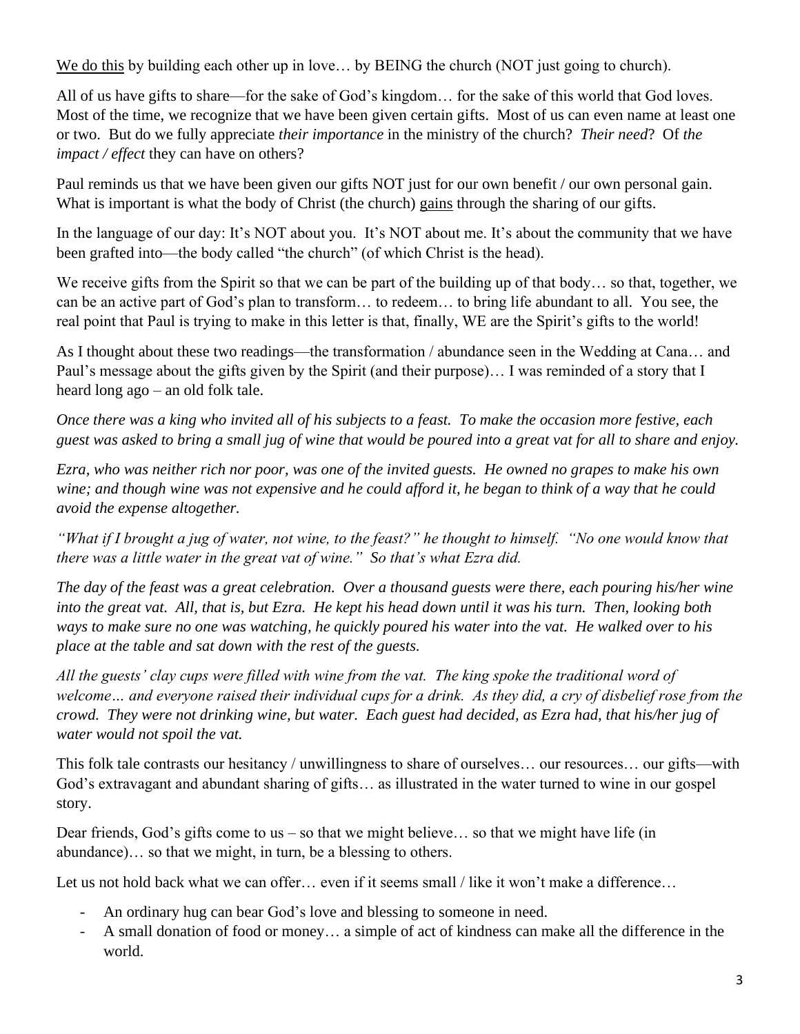<u>We do this</u> by building each other up in love… by BEING the church (NOT just going to church).

All of us have gifts to share—for the sake of God's kingdom… for the sake of this world that God loves. Most of the time, we recognize that we have been given certain gifts. Most of us can even name at least one or two. But do we fully appreciate *their importance* in the ministry of the church? *Their need*? Of *the impact / effect* they can have on others?

Paul reminds us that we have been given our gifts NOT just for our own benefit / our own personal gain. What is important is what the body of Christ (the church) <u>gains</u> through the sharing of our gifts.

In the language of our day: It's NOT about you. It's NOT about me. It's about the community that we have been grafted into—the body called "the church" (of which Christ is the head).

We receive gifts from the Spirit so that we can be part of the building up of that body… so that, together, we can be an active part of God's plan to transform… to redeem… to bring life abundant to all. You see, the real point that Paul is trying to make in this letter is that, finally, WE are the Spirit's gifts to the world!

As I thought about these two readings—the transformation / abundance seen in the Wedding at Cana… and Paul's message about the gifts given by the Spirit (and their purpose)… I was reminded of a story that I heard long ago – an old folk tale.

*Once there was a king who invited all of his subjects to a feast. To make the occasion more festive, each guest was asked to bring a small jug of wine that would be poured into a great vat for all to share and enjoy.*

*Ezra, who was neither rich nor poor, was one of the invited guests. He owned no grapes to make his own wine; and though wine was not expensive and he could afford it, he began to think of a way that he could avoid the expense altogether.*

*"What if I brought a jug of water, not wine, to the feast?" he thought to himself. "No one would know that there was a little water in the great vat of wine." So that's what Ezra did.*

*The day of the feast was a great celebration. Over a thousand guests were there, each pouring his/her wine into the great vat. All, that is, but Ezra. He kept his head down until it was his turn. Then, looking both ways to make sure no one was watching, he quickly poured his water into the vat. He walked over to his place at the table and sat down with the rest of the guests.*

*All the guests' clay cups were filled with wine from the vat. The king spoke the traditional word of welcome… and everyone raised their individual cups for a drink. As they did, a cry of disbelief rose from the crowd. They were not drinking wine, but water. Each guest had decided, as Ezra had, that his/her jug of water would not spoil the vat.*

This folk tale contrasts our hesitancy / unwillingness to share of ourselves… our resources… our gifts—with God's extravagant and abundant sharing of gifts… as illustrated in the water turned to wine in our gospel story.

Dear friends, God's gifts come to us – so that we might believe… so that we might have life (in abundance)… so that we might, in turn, be a blessing to others.

Let us not hold back what we can offer… even if it seems small / like it won't make a difference…

- An ordinary hug can bear God's love and blessing to someone in need.
- A small donation of food or money… a simple of act of kindness can make all the difference in the world.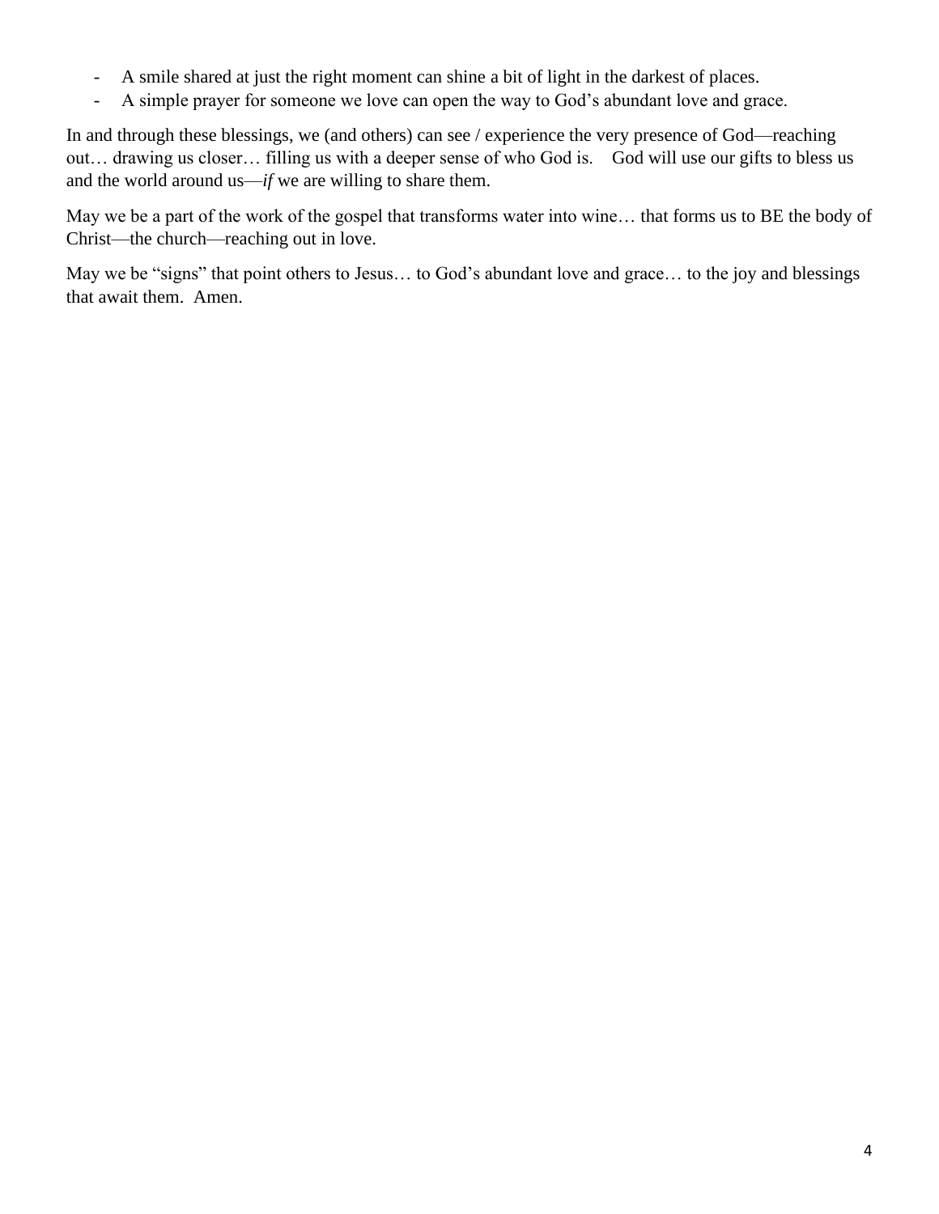- A smile shared at just the right moment can shine a bit of light in the darkest of places.
- A simple prayer for someone we love can open the way to God's abundant love and grace.

In and through these blessings, we (and others) can see / experience the very presence of God—reaching out… drawing us closer… filling us with a deeper sense of who God is. God will use our gifts to bless us and the world around us—*if* we are willing to share them.

May we be a part of the work of the gospel that transforms water into wine… that forms us to BE the body of Christ—the church—reaching out in love.

May we be "signs" that point others to Jesus… to God's abundant love and grace… to the joy and blessings that await them. Amen.